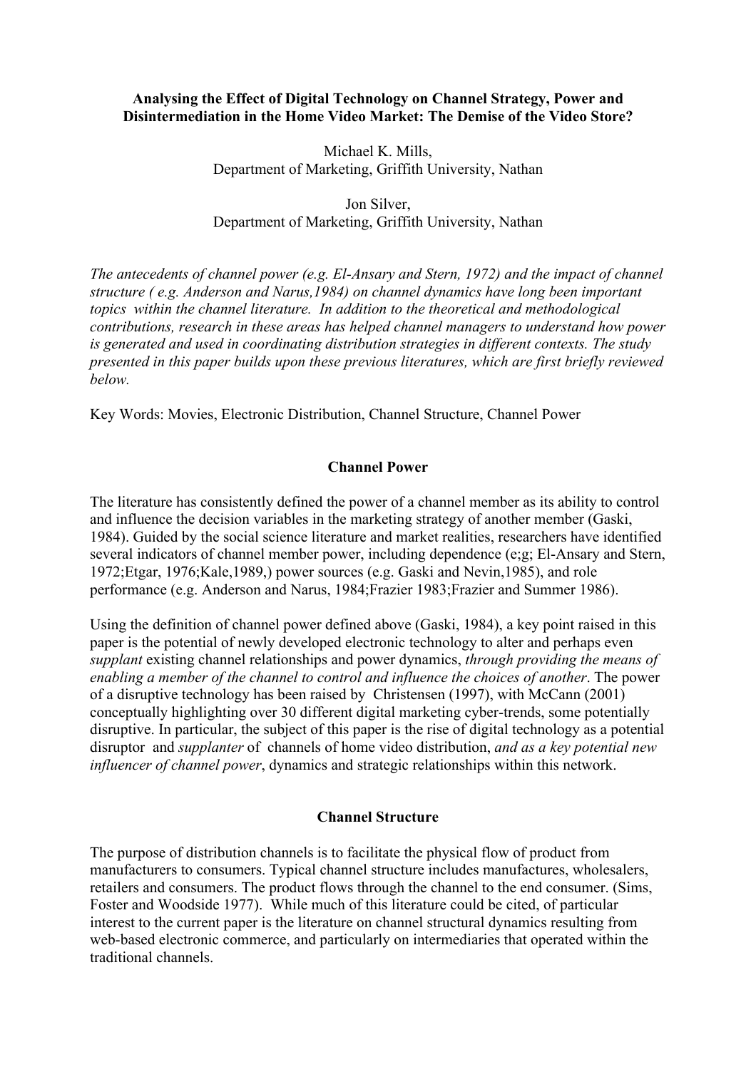**Analysing the Effect of Digital Technology on Channel Strategy, Power and Disintermediation in the Home Video Market: The Demise of the Video Store?**

Michael K. Mills,
Department of Marketing, Griffith University, Nathan

Jon Silver,
Department of Marketing, Griffith University, Nathan

*The antecedents of channel power (e.g. El-Ansary and Stern, 1972) and the impact of channel structure ( e.g. Anderson and Narus,1984) on channel dynamics have long been important topics within the channel literature. In addition to the theoretical and methodological contributions, research in these areas has helped channel managers to understand how power is generated and used in coordinating distribution strategies in different contexts. The study presented in this paper builds upon these previous literatures, which are first briefly reviewed below.*

Key Words: Movies, Electronic Distribution, Channel Structure, Channel Power

## Channel Power

The literature has consistently defined the power of a channel member as its ability to control and influence the decision variables in the marketing strategy of another member (Gaski, 1984). Guided by the social science literature and market realities, researchers have identified several indicators of channel member power, including dependence (e;g; El-Ansary and Stern, 1972;Etgar, 1976;Kale,1989,) power sources (e.g. Gaski and Nevin,1985), and role performance (e.g. Anderson and Narus, 1984;Frazier 1983;Frazier and Summer 1986).

Using the definition of channel power defined above (Gaski, 1984), a key point raised in this paper is the potential of newly developed electronic technology to alter and perhaps even *supplant* existing channel relationships and power dynamics, *through providing the means of enabling a member of the channel to control and influence the choices of another*. The power of a disruptive technology has been raised by Christensen (1997), with McCann (2001) conceptually highlighting over 30 different digital marketing cyber-trends, some potentially disruptive. In particular, the subject of this paper is the rise of digital technology as a potential disruptor and *supplanter* of channels of home video distribution, *and as a key potential new influencer of channel power*, dynamics and strategic relationships within this network.

## Channel Structure

The purpose of distribution channels is to facilitate the physical flow of product from manufacturers to consumers. Typical channel structure includes manufactures, wholesalers, retailers and consumers. The product flows through the channel to the end consumer. (Sims, Foster and Woodside 1977). While much of this literature could be cited, of particular interest to the current paper is the literature on channel structural dynamics resulting from web-based electronic commerce, and particularly on intermediaries that operated within the traditional channels.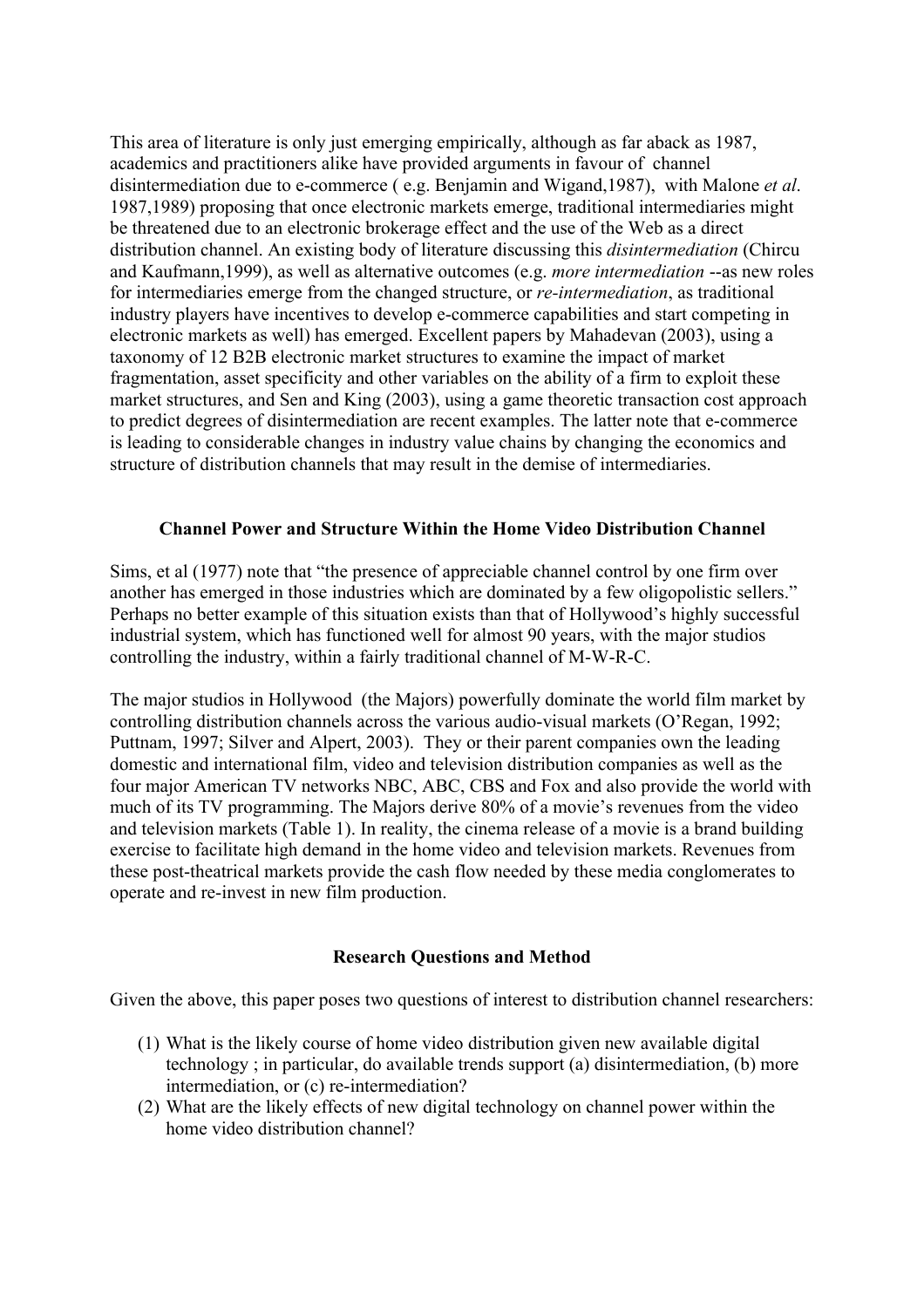This area of literature is only just emerging empirically, although as far aback as 1987, academics and practitioners alike have provided arguments in favour of channel disintermediation due to e-commerce ( e.g. Benjamin and Wigand,1987), with Malone *et al*. 1987,1989) proposing that once electronic markets emerge, traditional intermediaries might be threatened due to an electronic brokerage effect and the use of the Web as a direct distribution channel. An existing body of literature discussing this *disintermediation* (Chircu and Kaufmann,1999), as well as alternative outcomes (e.g. *more intermediation* --as new roles for intermediaries emerge from the changed structure, or *re-intermediation*, as traditional industry players have incentives to develop e-commerce capabilities and start competing in electronic markets as well) has emerged. Excellent papers by Mahadevan (2003), using a taxonomy of 12 B2B electronic market structures to examine the impact of market fragmentation, asset specificity and other variables on the ability of a firm to exploit these market structures, and Sen and King (2003), using a game theoretic transaction cost approach to predict degrees of disintermediation are recent examples. The latter note that e-commerce is leading to considerable changes in industry value chains by changing the economics and structure of distribution channels that may result in the demise of intermediaries.

## Channel Power and Structure Within the Home Video Distribution Channel

Sims, et al (1977) note that "the presence of appreciable channel control by one firm over another has emerged in those industries which are dominated by a few oligopolistic sellers." Perhaps no better example of this situation exists than that of Hollywood's highly successful industrial system, which has functioned well for almost 90 years, with the major studios controlling the industry, within a fairly traditional channel of M-W-R-C.

The major studios in Hollywood (the Majors) powerfully dominate the world film market by controlling distribution channels across the various audio-visual markets (O'Regan, 1992; Puttnam, 1997; Silver and Alpert, 2003). They or their parent companies own the leading domestic and international film, video and television distribution companies as well as the four major American TV networks NBC, ABC, CBS and Fox and also provide the world with much of its TV programming. The Majors derive 80% of a movie's revenues from the video and television markets (Table 1). In reality, the cinema release of a movie is a brand building exercise to facilitate high demand in the home video and television markets. Revenues from these post-theatrical markets provide the cash flow needed by these media conglomerates to operate and re-invest in new film production.

## Research Questions and Method

Given the above, this paper poses two questions of interest to distribution channel researchers:

1. What is the likely course of home video distribution given new available digital technology ; in particular, do available trends support (a) disintermediation, (b) more intermediation, or (c) re-intermediation?
2. What are the likely effects of new digital technology on channel power within the home video distribution channel?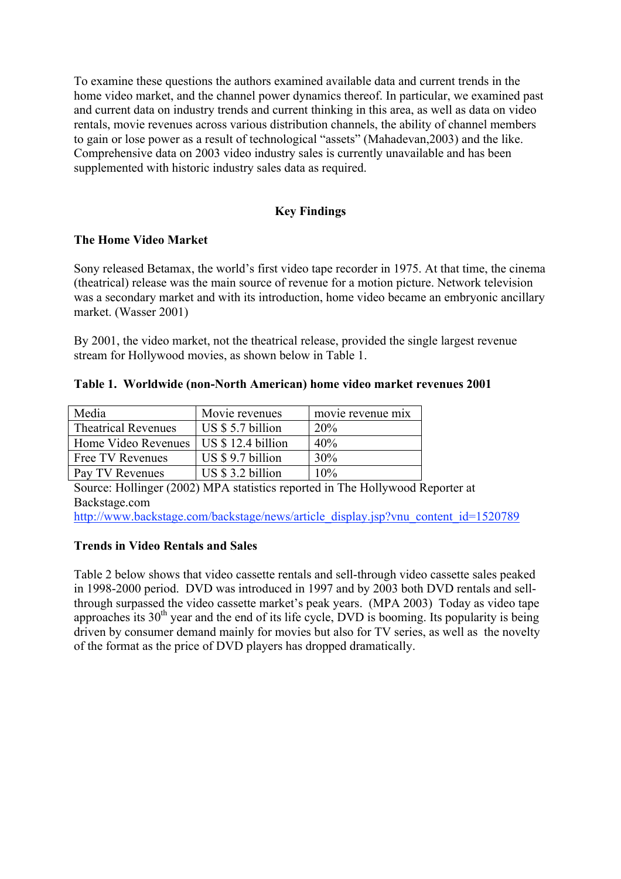To examine these questions the authors examined available data and current trends in the home video market, and the channel power dynamics thereof. In particular, we examined past and current data on industry trends and current thinking in this area, as well as data on video rentals, movie revenues across various distribution channels, the ability of channel members to gain or lose power as a result of technological "assets" (Mahadevan,2003) and the like. Comprehensive data on 2003 video industry sales is currently unavailable and has been supplemented with historic industry sales data as required.

## Key Findings

### The Home Video Market

Sony released Betamax, the world's first video tape recorder in 1975. At that time, the cinema (theatrical) release was the main source of revenue for a motion picture. Network television was a secondary market and with its introduction, home video became an embryonic ancillary market. (Wasser 2001)

By 2001, the video market, not the theatrical release, provided the single largest revenue stream for Hollywood movies, as shown below in Table 1.

**Table 1. Worldwide (non-North American) home video market revenues 2001**

| Media | Movie revenues | movie revenue mix |
| --- | --- | --- |
| Theatrical Revenues | US $ 5.7 billion | 20% |
| Home Video Revenues | US $ 12.4 billion | 40% |
| Free TV Revenues | US $ 9.7 billion | 30% |
| Pay TV Revenues | US $ 3.2 billion | 10% |

Source: Hollinger (2002) MPA statistics reported in The Hollywood Reporter at Backstage.com
http://www.backstage.com/backstage/news/article_display.jsp?vnu_content_id=1520789

### Trends in Video Rentals and Sales

Table 2 below shows that video cassette rentals and sell-through video cassette sales peaked in 1998-2000 period. DVD was introduced in 1997 and by 2003 both DVD rentals and sell-through surpassed the video cassette market's peak years. (MPA 2003) Today as video tape approaches its 30th year and the end of its life cycle, DVD is booming. Its popularity is being driven by consumer demand mainly for movies but also for TV series, as well as the novelty of the format as the price of DVD players has dropped dramatically.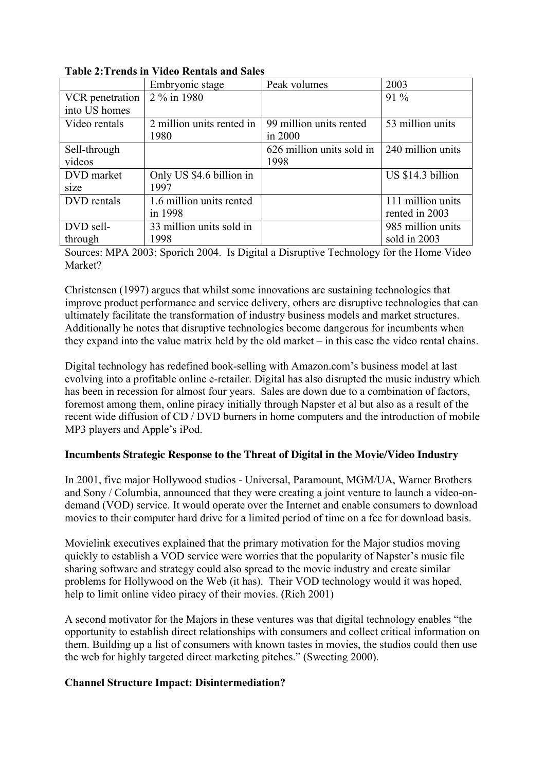**Table 2:Trends in Video Rentals and Sales**

| | Embryonic stage | Peak volumes | 2003 |
|---|---|---|---|
| VCR penetration into US homes | 2 % in 1980 | | 91 % |
| Video rentals | 2 million units rented in 1980 | 99 million units rented in 2000 | 53 million units |
| Sell-through videos | | 626 million units sold in 1998 | 240 million units |
| DVD market size | Only US $4.6 billion in 1997 | | US $14.3 billion |
| DVD rentals | 1.6 million units rented in 1998 | | 111 million units rented in 2003 |
| DVD sell-through | 33 million units sold in 1998 | | 985 million units sold in 2003 |

Sources: MPA 2003; Sporich 2004. Is Digital a Disruptive Technology for the Home Video Market?

Christensen (1997) argues that whilst some innovations are sustaining technologies that improve product performance and service delivery, others are disruptive technologies that can ultimately facilitate the transformation of industry business models and market structures. Additionally he notes that disruptive technologies become dangerous for incumbents when they expand into the value matrix held by the old market – in this case the video rental chains.

Digital technology has redefined book-selling with Amazon.com's business model at last evolving into a profitable online e-retailer. Digital has also disrupted the music industry which has been in recession for almost four years. Sales are down due to a combination of factors, foremost among them, online piracy initially through Napster et al but also as a result of the recent wide diffusion of CD / DVD burners in home computers and the introduction of mobile MP3 players and Apple's iPod.

**Incumbents Strategic Response to the Threat of Digital in the Movie/Video Industry**

In 2001, five major Hollywood studios - Universal, Paramount, MGM/UA, Warner Brothers and Sony / Columbia, announced that they were creating a joint venture to launch a video-on-demand (VOD) service. It would operate over the Internet and enable consumers to download movies to their computer hard drive for a limited period of time on a fee for download basis.

Movielink executives explained that the primary motivation for the Major studios moving quickly to establish a VOD service were worries that the popularity of Napster's music file sharing software and strategy could also spread to the movie industry and create similar problems for Hollywood on the Web (it has). Their VOD technology would it was hoped, help to limit online video piracy of their movies. (Rich 2001)

A second motivator for the Majors in these ventures was that digital technology enables "the opportunity to establish direct relationships with consumers and collect critical information on them. Building up a list of consumers with known tastes in movies, the studios could then use the web for highly targeted direct marketing pitches." (Sweeting 2000).

**Channel Structure Impact: Disintermediation?**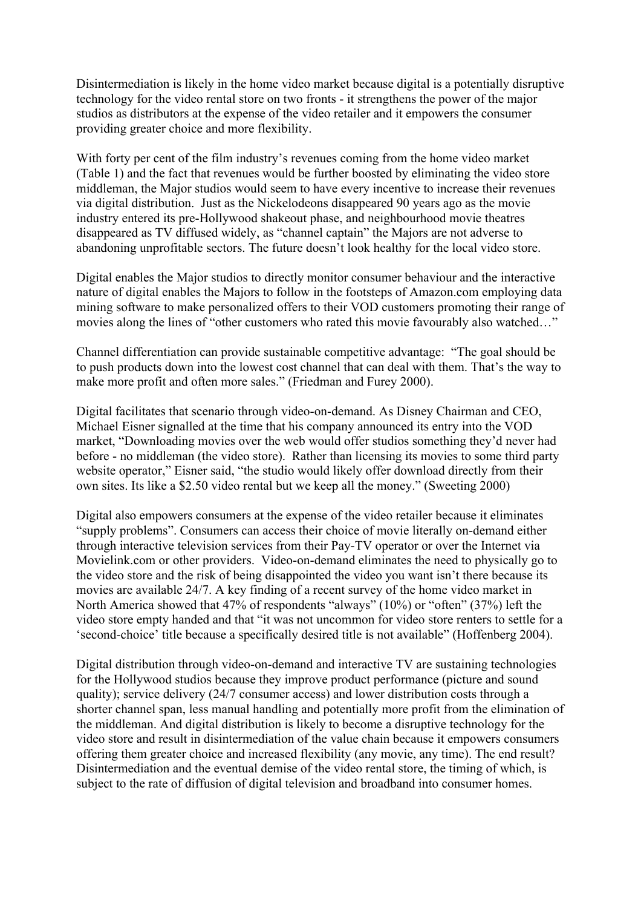Disintermediation is likely in the home video market because digital is a potentially disruptive technology for the video rental store on two fronts - it strengthens the power of the major studios as distributors at the expense of the video retailer and it empowers the consumer providing greater choice and more flexibility.

With forty per cent of the film industry's revenues coming from the home video market (Table 1) and the fact that revenues would be further boosted by eliminating the video store middleman, the Major studios would seem to have every incentive to increase their revenues via digital distribution. Just as the Nickelodeons disappeared 90 years ago as the movie industry entered its pre-Hollywood shakeout phase, and neighbourhood movie theatres disappeared as TV diffused widely, as "channel captain" the Majors are not adverse to abandoning unprofitable sectors. The future doesn't look healthy for the local video store.

Digital enables the Major studios to directly monitor consumer behaviour and the interactive nature of digital enables the Majors to follow in the footsteps of Amazon.com employing data mining software to make personalized offers to their VOD customers promoting their range of movies along the lines of "other customers who rated this movie favourably also watched…"

Channel differentiation can provide sustainable competitive advantage: "The goal should be to push products down into the lowest cost channel that can deal with them. That's the way to make more profit and often more sales." (Friedman and Furey 2000).

Digital facilitates that scenario through video-on-demand. As Disney Chairman and CEO, Michael Eisner signalled at the time that his company announced its entry into the VOD market, "Downloading movies over the web would offer studios something they'd never had before - no middleman (the video store). Rather than licensing its movies to some third party website operator," Eisner said, "the studio would likely offer download directly from their own sites. Its like a $2.50 video rental but we keep all the money." (Sweeting 2000)

Digital also empowers consumers at the expense of the video retailer because it eliminates "supply problems". Consumers can access their choice of movie literally on-demand either through interactive television services from their Pay-TV operator or over the Internet via Movielink.com or other providers. Video-on-demand eliminates the need to physically go to the video store and the risk of being disappointed the video you want isn't there because its movies are available 24/7. A key finding of a recent survey of the home video market in North America showed that 47% of respondents "always" (10%) or "often" (37%) left the video store empty handed and that "it was not uncommon for video store renters to settle for a 'second-choice' title because a specifically desired title is not available" (Hoffenberg 2004).

Digital distribution through video-on-demand and interactive TV are sustaining technologies for the Hollywood studios because they improve product performance (picture and sound quality); service delivery (24/7 consumer access) and lower distribution costs through a shorter channel span, less manual handling and potentially more profit from the elimination of the middleman. And digital distribution is likely to become a disruptive technology for the video store and result in disintermediation of the value chain because it empowers consumers offering them greater choice and increased flexibility (any movie, any time). The end result? Disintermediation and the eventual demise of the video rental store, the timing of which, is subject to the rate of diffusion of digital television and broadband into consumer homes.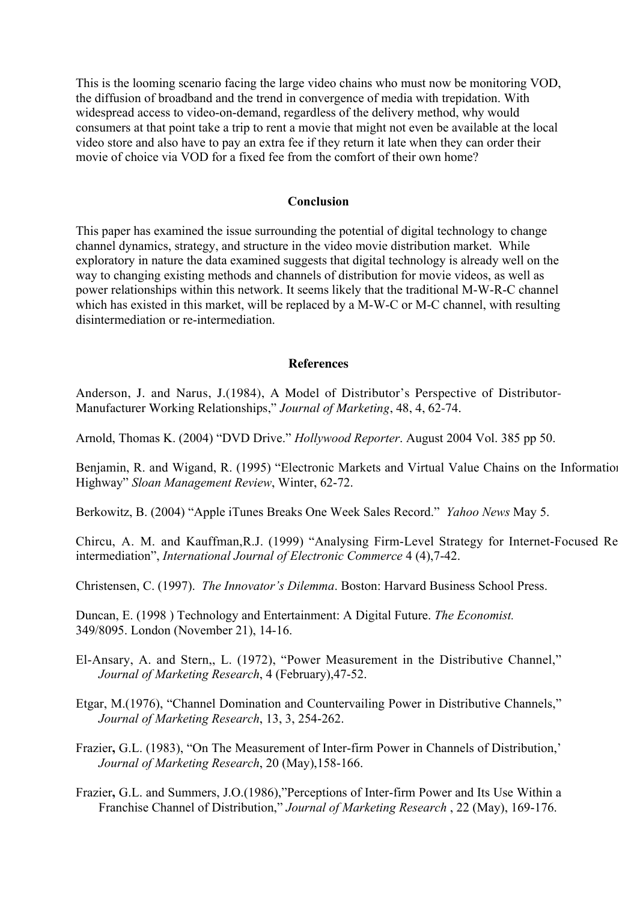This is the looming scenario facing the large video chains who must now be monitoring VOD, the diffusion of broadband and the trend in convergence of media with trepidation. With widespread access to video-on-demand, regardless of the delivery method, why would consumers at that point take a trip to rent a movie that might not even be available at the local video store and also have to pay an extra fee if they return it late when they can order their movie of choice via VOD for a fixed fee from the comfort of their own home?

## Conclusion

This paper has examined the issue surrounding the potential of digital technology to change channel dynamics, strategy, and structure in the video movie distribution market. While exploratory in nature the data examined suggests that digital technology is already well on the way to changing existing methods and channels of distribution for movie videos, as well as power relationships within this network. It seems likely that the traditional M-W-R-C channel which has existed in this market, will be replaced by a M-W-C or M-C channel, with resulting disintermediation or re-intermediation.

## References

Anderson, J. and Narus, J.(1984), A Model of Distributor's Perspective of Distributor-Manufacturer Working Relationships," *Journal of Marketing*, 48, 4, 62-74.

Arnold, Thomas K. (2004) "DVD Drive." *Hollywood Reporter*. August 2004 Vol. 385 pp 50.

Benjamin, R. and Wigand, R. (1995) "Electronic Markets and Virtual Value Chains on the Information Highway" *Sloan Management Review*, Winter, 62-72.

Berkowitz, B. (2004) "Apple iTunes Breaks One Week Sales Record." *Yahoo News* May 5.

Chircu, A. M. and Kauffman,R.J. (1999) "Analysing Firm-Level Strategy for Internet-Focused Re intermediation", *International Journal of Electronic Commerce* 4 (4),7-42.

Christensen, C. (1997). *The Innovator's Dilemma*. Boston: Harvard Business School Press.

Duncan, E. (1998 ) Technology and Entertainment: A Digital Future. *The Economist.* 349/8095. London (November 21), 14-16.

El-Ansary, A. and Stern,, L. (1972), "Power Measurement in the Distributive Channel," *Journal of Marketing Research*, 4 (February),47-52.

Etgar, M.(1976), "Channel Domination and Countervailing Power in Distributive Channels," *Journal of Marketing Research*, 13, 3, 254-262.

Frazier, G.L. (1983), "On The Measurement of Inter-firm Power in Channels of Distribution,' *Journal of Marketing Research*, 20 (May),158-166.

Frazier, G.L. and Summers, J.O.(1986),"Perceptions of Inter-firm Power and Its Use Within a Franchise Channel of Distribution," *Journal of Marketing Research* , 22 (May), 169-176.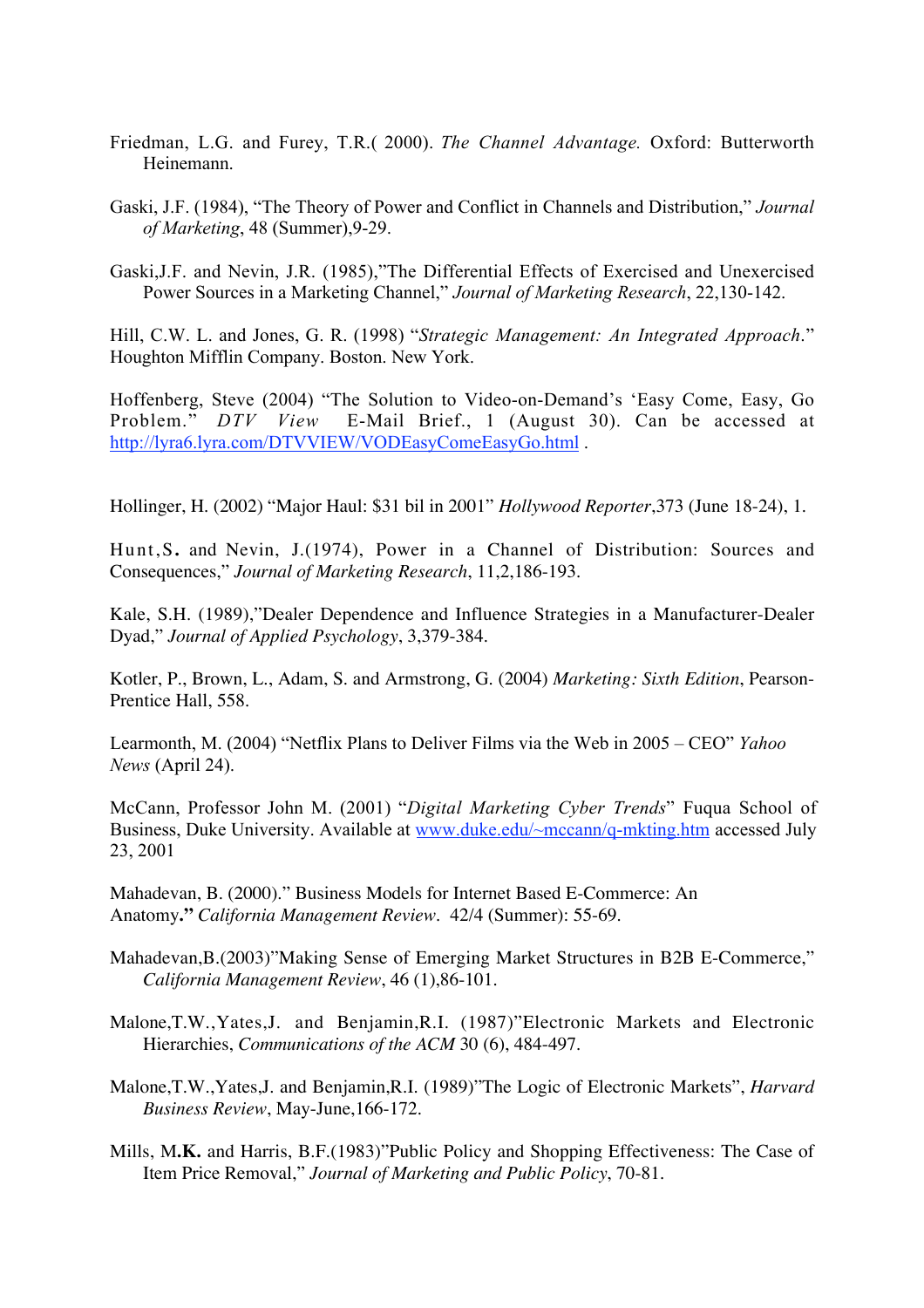Friedman, L.G. and Furey, T.R.( 2000). *The Channel Advantage.* Oxford: Butterworth Heinemann.

Gaski, J.F. (1984), "The Theory of Power and Conflict in Channels and Distribution," *Journal of Marketing*, 48 (Summer),9-29.

Gaski,J.F. and Nevin, J.R. (1985),"The Differential Effects of Exercised and Unexercised Power Sources in a Marketing Channel," *Journal of Marketing Research*, 22,130-142.

Hill, C.W. L. and Jones, G. R. (1998) "*Strategic Management: An Integrated Approach*." Houghton Mifflin Company. Boston. New York.

Hoffenberg, Steve (2004) "The Solution to Video-on-Demand's 'Easy Come, Easy, Go Problem." *DTV View* E-Mail Brief., 1 (August 30). Can be accessed at [http://lyra6.lyra.com/DTVVIEW/VODEasyComeEasyGo.html](http://lyra6.lyra.com/DTVVIEW/VODEasyComeEasyGo.html) .

Hollinger, H. (2002) "Major Haul: $31 bil in 2001" *Hollywood Reporter*,373 (June 18-24), 1.

Hunt,S**.** and Nevin, J.(1974), Power in a Channel of Distribution: Sources and Consequences," *Journal of Marketing Research*, 11,2,186-193.

Kale, S.H. (1989),"Dealer Dependence and Influence Strategies in a Manufacturer-Dealer Dyad," *Journal of Applied Psychology*, 3,379-384.

Kotler, P., Brown, L., Adam, S. and Armstrong, G. (2004) *Marketing: Sixth Edition*, Pearson-Prentice Hall, 558.

Learmonth, M. (2004) "Netflix Plans to Deliver Films via the Web in 2005 – CEO" *Yahoo News* (April 24).

McCann, Professor John M. (2001) "*Digital Marketing Cyber Trends*" Fuqua School of Business, Duke University. Available at [www.duke.edu/~mccann/q-mkting.htm](www.duke.edu/~mccann/q-mkting.htm) accessed July 23, 2001

Mahadevan, B. (2000)." Business Models for Internet Based E-Commerce: An Anatomy**."** *California Management Review*. 42/4 (Summer): 55-69.

Mahadevan,B.(2003)"Making Sense of Emerging Market Structures in B2B E-Commerce," *California Management Review*, 46 (1),86-101.

Malone,T.W.,Yates,J. and Benjamin,R.I. (1987)"Electronic Markets and Electronic Hierarchies, *Communications of the ACM* 30 (6), 484-497.

Malone,T.W.,Yates,J. and Benjamin,R.I. (1989)"The Logic of Electronic Markets", *Harvard Business Review*, May-June,166-172.

Mills, M**.K.** and Harris, B.F.(1983)"Public Policy and Shopping Effectiveness: The Case of Item Price Removal," *Journal of Marketing and Public Policy*, 70-81.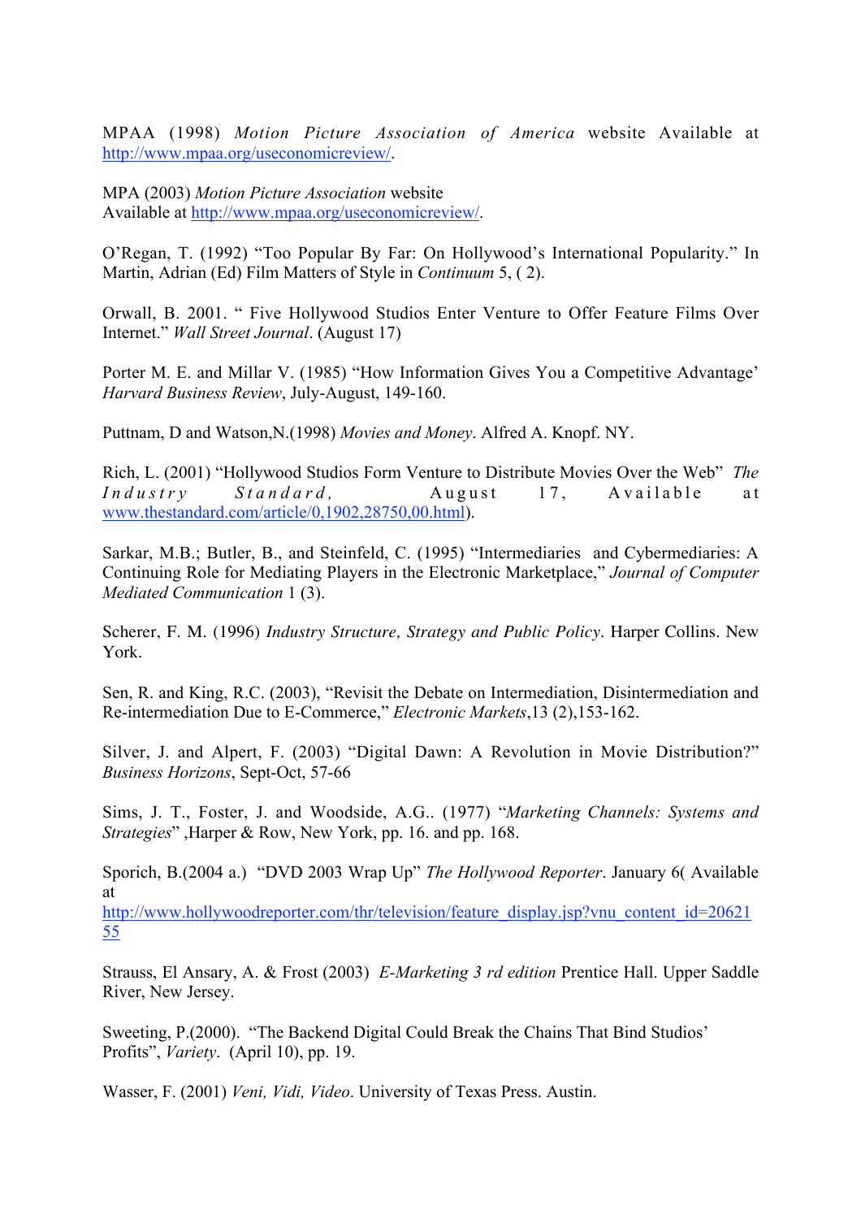MPAA (1998) *Motion Picture Association of America* website Available at http://www.mpaa.org/useconomicreview/.

MPA (2003) *Motion Picture Association* website
Available at http://www.mpaa.org/useconomicreview/.

O'Regan, T. (1992) "Too Popular By Far: On Hollywood's International Popularity." In Martin, Adrian (Ed) Film Matters of Style in *Continuum* 5, ( 2).

Orwall, B. 2001. " Five Hollywood Studios Enter Venture to Offer Feature Films Over Internet." *Wall Street Journal*. (August 17)

Porter M. E. and Millar V. (1985) "How Information Gives You a Competitive Advantage' *Harvard Business Review*, July-August, 149-160.

Puttnam, D and Watson,N.(1998) *Movies and Money*. Alfred A. Knopf. NY.

Rich, L. (2001) "Hollywood Studios Form Venture to Distribute Movies Over the Web" *The Industry Standard*, August 17, Available at www.thestandard.com/article/0,1902,28750,00.html).

Sarkar, M.B.; Butler, B., and Steinfeld, C. (1995) "Intermediaries and Cybermediaries: A Continuing Role for Mediating Players in the Electronic Marketplace," *Journal of Computer Mediated Communication* 1 (3).

Scherer, F. M. (1996) *Industry Structure, Strategy and Public Policy*. Harper Collins. New York.

Sen, R. and King, R.C. (2003), "Revisit the Debate on Intermediation, Disintermediation and Re-intermediation Due to E-Commerce," *Electronic Markets*,13 (2),153-162.

Silver, J. and Alpert, F. (2003) "Digital Dawn: A Revolution in Movie Distribution?" *Business Horizons*, Sept-Oct, 57-66

Sims, J. T., Foster, J. and Woodside, A.G.. (1977) "*Marketing Channels: Systems and Strategies*" ,Harper & Row, New York, pp. 16. and pp. 168.

Sporich, B.(2004 a.) "DVD 2003 Wrap Up" *The Hollywood Reporter*. January 6( Available at
http://www.hollywoodreporter.com/thr/television/feature_display.jsp?vnu_content_id=2062155

Strauss, El Ansary, A. & Frost (2003) *E-Marketing 3 rd edition* Prentice Hall. Upper Saddle River, New Jersey.

Sweeting, P.(2000). "The Backend Digital Could Break the Chains That Bind Studios' Profits", *Variety*. (April 10), pp. 19.

Wasser, F. (2001) *Veni, Vidi, Video*. University of Texas Press. Austin.